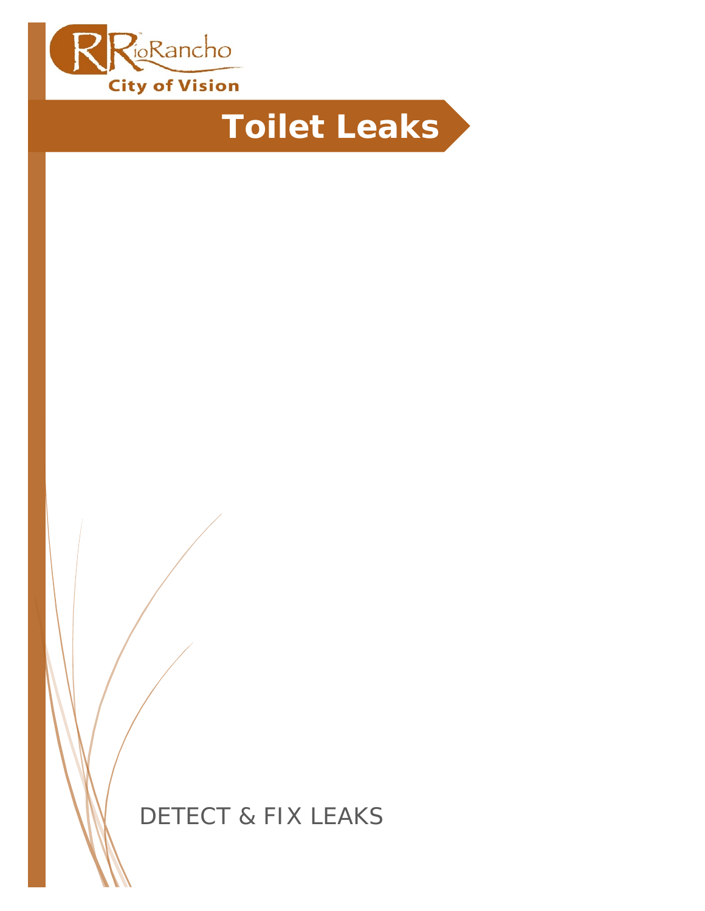Rio Rancho
City of Vision

# Toilet Leaks

DETECT & FIX LEAKS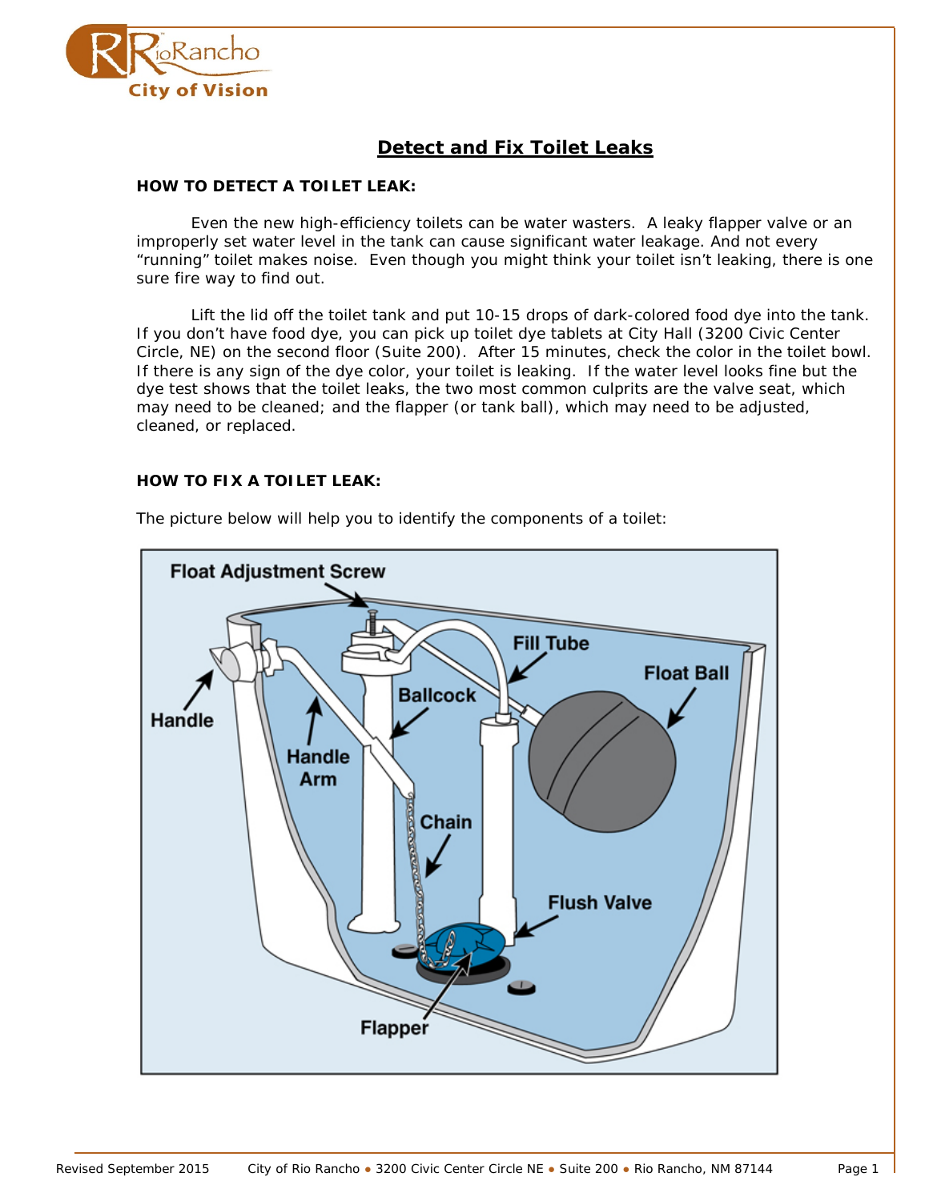# Detect and Fix Toilet Leaks

## HOW TO DETECT A TOILET LEAK:

Even the new high-efficiency toilets can be water wasters. A leaky flapper valve or an improperly set water level in the tank can cause significant water leakage. And not every "running" toilet makes noise. Even though you might think your toilet isn't leaking, there is one sure fire way to find out.

Lift the lid off the toilet tank and put 10-15 drops of dark-colored food dye into the tank. If you don't have food dye, you can pick up toilet dye tablets at City Hall (3200 Civic Center Circle, NE) on the second floor (Suite 200). After 15 minutes, check the color in the toilet bowl. If there is any sign of the dye color, your toilet is leaking. If the water level looks fine but the dye test shows that the toilet leaks, the two most common culprits are the valve seat, which may need to be cleaned; and the flapper (or tank ball), which may need to be adjusted, cleaned, or replaced.

## HOW TO FIX A TOILET LEAK:

The picture below will help you to identify the components of a toilet:

Float Adjustment Screw, Fill Tube, Float Ball, Handle, Ballcock, Handle Arm, Chain, Flush Valve, Flapper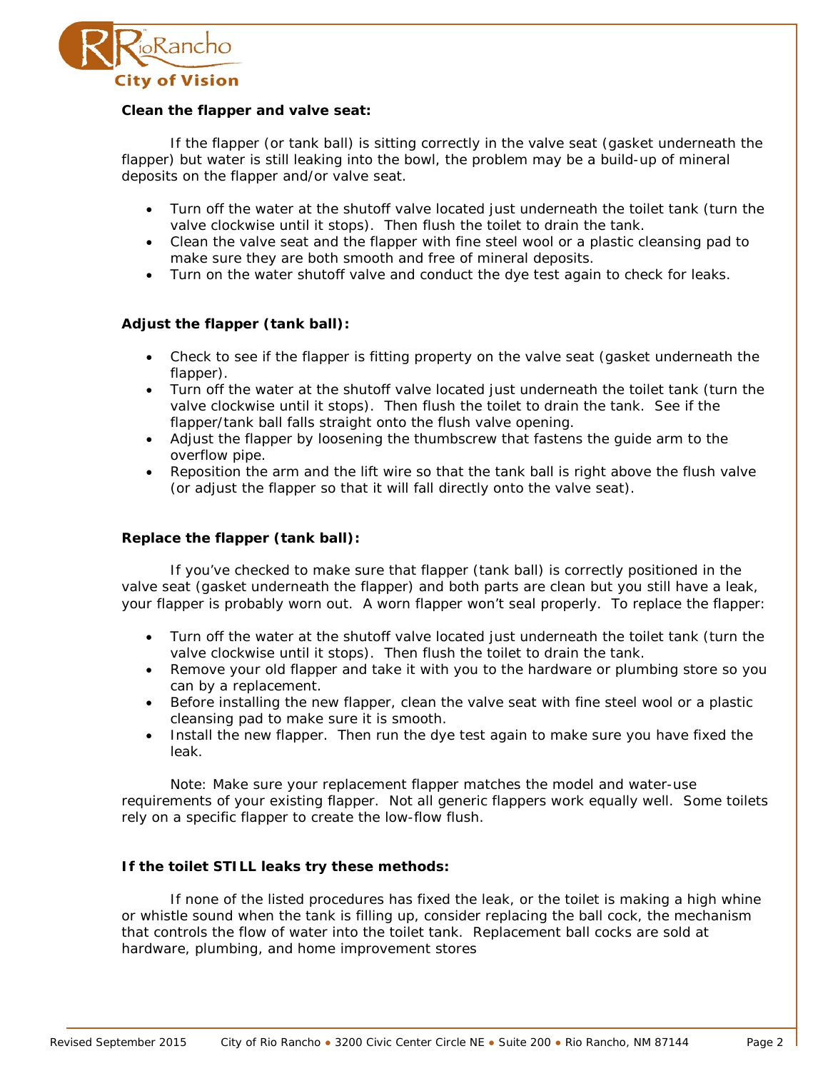**Clean the flapper and valve seat:**

If the flapper (or tank ball) is sitting correctly in the valve seat (gasket underneath the flapper) but water is still leaking into the bowl, the problem may be a build-up of mineral deposits on the flapper and/or valve seat.

- Turn off the water at the shutoff valve located just underneath the toilet tank (turn the valve clockwise until it stops). Then flush the toilet to drain the tank.
- Clean the valve seat and the flapper with fine steel wool or a plastic cleansing pad to make sure they are both smooth and free of mineral deposits.
- Turn on the water shutoff valve and conduct the dye test again to check for leaks.

**Adjust the flapper (tank ball):**

- Check to see if the flapper is fitting property on the valve seat (gasket underneath the flapper).
- Turn off the water at the shutoff valve located just underneath the toilet tank (turn the valve clockwise until it stops). Then flush the toilet to drain the tank. See if the flapper/tank ball falls straight onto the flush valve opening.
- Adjust the flapper by loosening the thumbscrew that fastens the guide arm to the overflow pipe.
- Reposition the arm and the lift wire so that the tank ball is right above the flush valve (or adjust the flapper so that it will fall directly onto the valve seat).

**Replace the flapper (tank ball):**

If you've checked to make sure that flapper (tank ball) is correctly positioned in the valve seat (gasket underneath the flapper) and both parts are clean but you still have a leak, your flapper is probably worn out. A worn flapper won't seal properly. To replace the flapper:

- Turn off the water at the shutoff valve located just underneath the toilet tank (turn the valve clockwise until it stops). Then flush the toilet to drain the tank.
- Remove your old flapper and take it with you to the hardware or plumbing store so you can by a replacement.
- Before installing the new flapper, clean the valve seat with fine steel wool or a plastic cleansing pad to make sure it is smooth.
- Install the new flapper. Then run the dye test again to make sure you have fixed the leak.

Note: Make sure your replacement flapper matches the model and water-use requirements of your existing flapper. Not all generic flappers work equally well. Some toilets rely on a specific flapper to create the low-flow flush.

**If the toilet STILL leaks try these methods:**

If none of the listed procedures has fixed the leak, or the toilet is making a high whine or whistle sound when the tank is filling up, consider replacing the ball cock, the mechanism that controls the flow of water into the toilet tank. Replacement ball cocks are sold at hardware, plumbing, and home improvement stores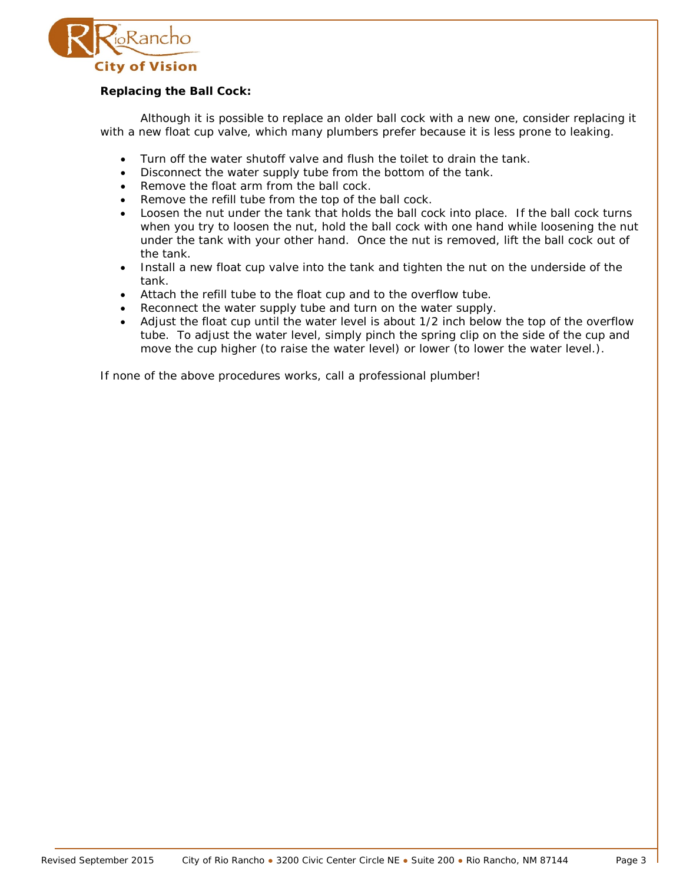**Replacing the Ball Cock:**

Although it is possible to replace an older ball cock with a new one, consider replacing it with a new float cup valve, which many plumbers prefer because it is less prone to leaking.

- Turn off the water shutoff valve and flush the toilet to drain the tank.
- Disconnect the water supply tube from the bottom of the tank.
- Remove the float arm from the ball cock.
- Remove the refill tube from the top of the ball cock.
- Loosen the nut under the tank that holds the ball cock into place. If the ball cock turns when you try to loosen the nut, hold the ball cock with one hand while loosening the nut under the tank with your other hand. Once the nut is removed, lift the ball cock out of the tank.
- Install a new float cup valve into the tank and tighten the nut on the underside of the tank.
- Attach the refill tube to the float cup and to the overflow tube.
- Reconnect the water supply tube and turn on the water supply.
- Adjust the float cup until the water level is about 1/2 inch below the top of the overflow tube. To adjust the water level, simply pinch the spring clip on the side of the cup and move the cup higher (to raise the water level) or lower (to lower the water level.).

If none of the above procedures works, call a professional plumber!